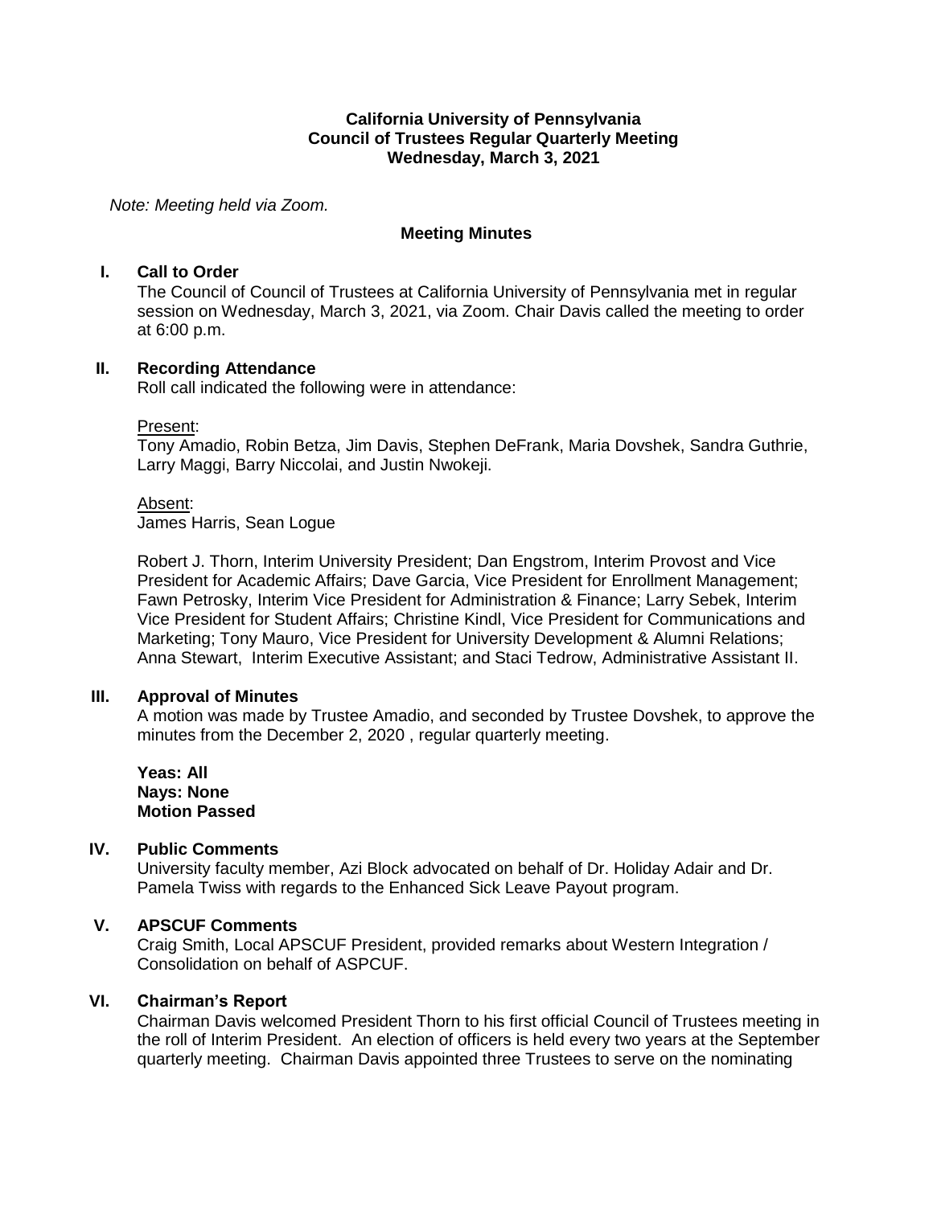**California University of Pennsylvania**
**Council of Trustees Regular Quarterly Meeting**
**Wednesday, March 3, 2021**

*Note: Meeting held via Zoom.*

**Meeting Minutes**

## I. Call to Order

The Council of Council of Trustees at California University of Pennsylvania met in regular session on Wednesday, March 3, 2021, via Zoom. Chair Davis called the meeting to order at 6:00 p.m.

## II. Recording Attendance

Roll call indicated the following were in attendance:

Present:
Tony Amadio, Robin Betza, Jim Davis, Stephen DeFrank, Maria Dovshek, Sandra Guthrie, Larry Maggi, Barry Niccolai, and Justin Nwokeji.

Absent:
James Harris, Sean Logue

Robert J. Thorn, Interim University President; Dan Engstrom, Interim Provost and Vice President for Academic Affairs; Dave Garcia, Vice President for Enrollment Management; Fawn Petrosky, Interim Vice President for Administration & Finance; Larry Sebek, Interim Vice President for Student Affairs; Christine Kindl, Vice President for Communications and Marketing; Tony Mauro, Vice President for University Development & Alumni Relations; Anna Stewart, Interim Executive Assistant; and Staci Tedrow, Administrative Assistant II.

## III. Approval of Minutes

A motion was made by Trustee Amadio, and seconded by Trustee Dovshek, to approve the minutes from the December 2, 2020 , regular quarterly meeting.

**Yeas: All**
**Nays: None**
**Motion Passed**

## IV. Public Comments

University faculty member, Azi Block advocated on behalf of Dr. Holiday Adair and Dr. Pamela Twiss with regards to the Enhanced Sick Leave Payout program.

## V. APSCUF Comments

Craig Smith, Local APSCUF President, provided remarks about Western Integration / Consolidation on behalf of ASPCUF.

## VI. Chairman's Report

Chairman Davis welcomed President Thorn to his first official Council of Trustees meeting in the roll of Interim President. An election of officers is held every two years at the September quarterly meeting. Chairman Davis appointed three Trustees to serve on the nominating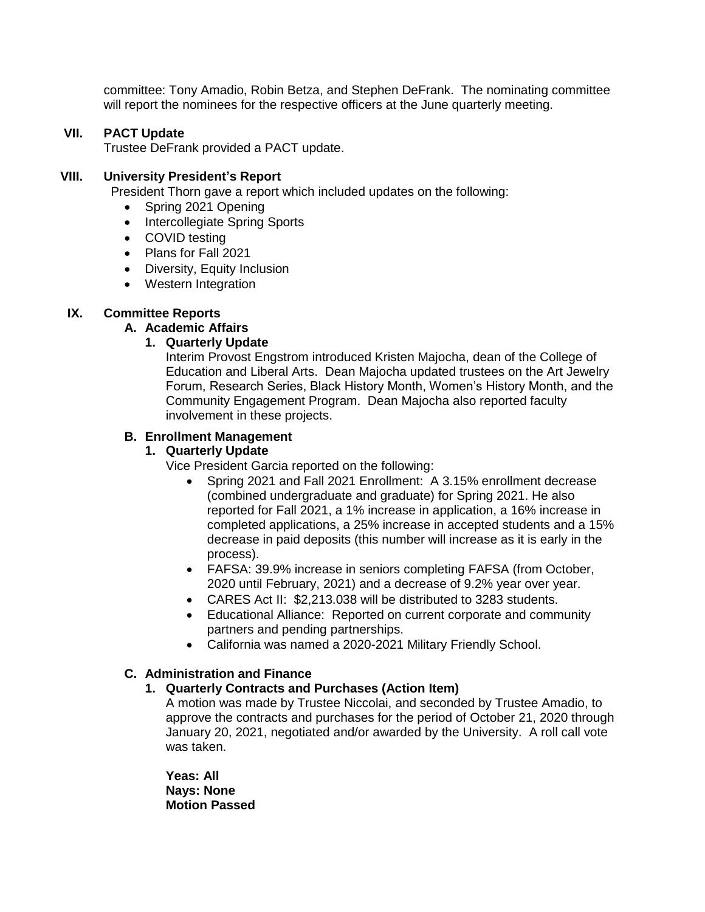committee: Tony Amadio, Robin Betza, and Stephen DeFrank. The nominating committee will report the nominees for the respective officers at the June quarterly meeting.

## VII. PACT Update

Trustee DeFrank provided a PACT update.

## VIII. University President's Report

President Thorn gave a report which included updates on the following:

- Spring 2021 Opening
- Intercollegiate Spring Sports
- COVID testing
- Plans for Fall 2021
- Diversity, Equity Inclusion
- Western Integration

## IX. Committee Reports

### A. Academic Affairs

#### 1. Quarterly Update

Interim Provost Engstrom introduced Kristen Majocha, dean of the College of Education and Liberal Arts. Dean Majocha updated trustees on the Art Jewelry Forum, Research Series, Black History Month, Women's History Month, and the Community Engagement Program. Dean Majocha also reported faculty involvement in these projects.

### B. Enrollment Management

#### 1. Quarterly Update

Vice President Garcia reported on the following:

- Spring 2021 and Fall 2021 Enrollment: A 3.15% enrollment decrease (combined undergraduate and graduate) for Spring 2021. He also reported for Fall 2021, a 1% increase in application, a 16% increase in completed applications, a 25% increase in accepted students and a 15% decrease in paid deposits (this number will increase as it is early in the process).
- FAFSA: 39.9% increase in seniors completing FAFSA (from October, 2020 until February, 2021) and a decrease of 9.2% year over year.
- CARES Act II: $2,213.038 will be distributed to 3283 students.
- Educational Alliance: Reported on current corporate and community partners and pending partnerships.
- California was named a 2020-2021 Military Friendly School.

### C. Administration and Finance

#### 1. Quarterly Contracts and Purchases (Action Item)

A motion was made by Trustee Niccolai, and seconded by Trustee Amadio, to approve the contracts and purchases for the period of October 21, 2020 through January 20, 2021, negotiated and/or awarded by the University. A roll call vote was taken.

**Yeas: All**
**Nays: None**
**Motion Passed**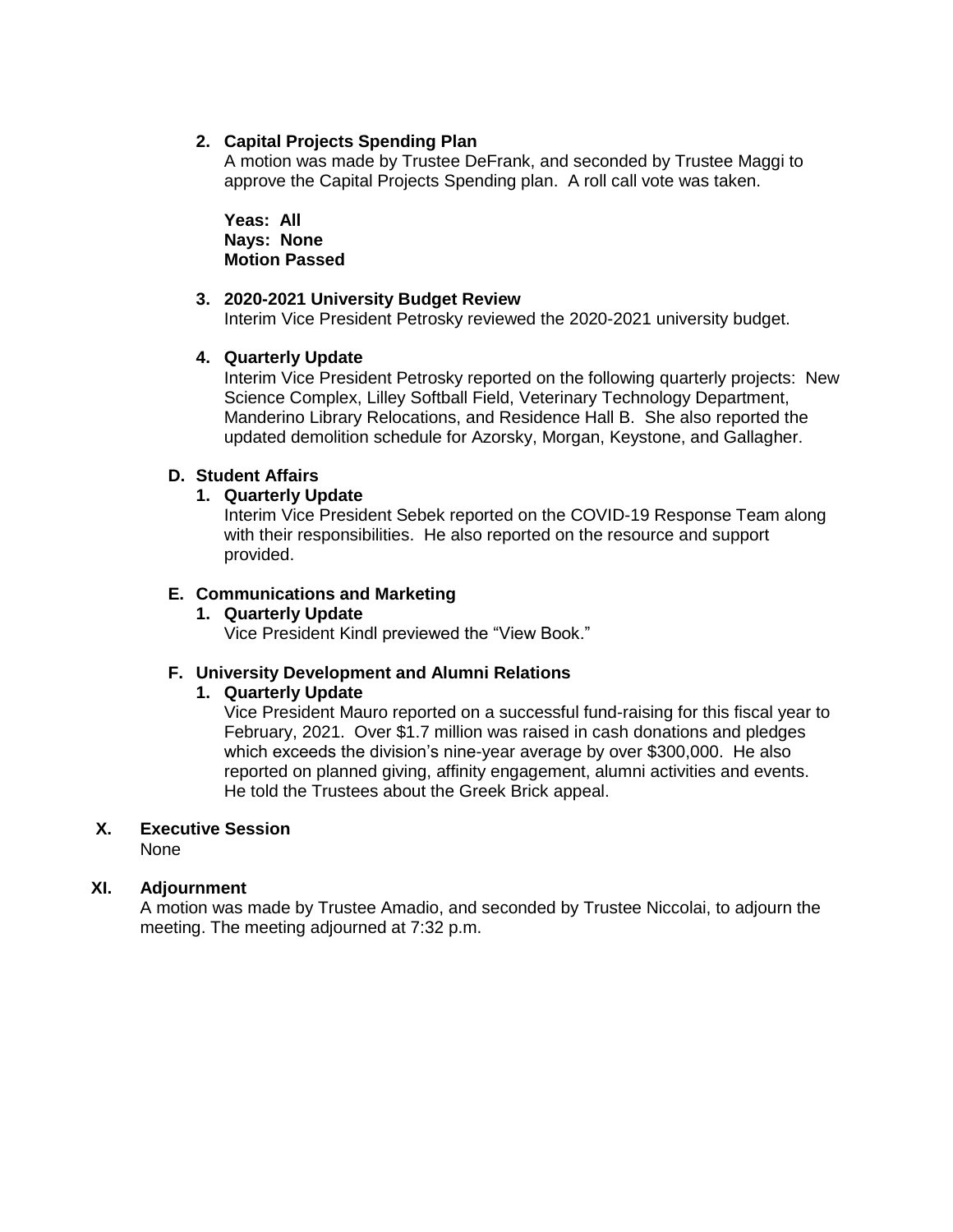2. **Capital Projects Spending Plan**
   A motion was made by Trustee DeFrank, and seconded by Trustee Maggi to approve the Capital Projects Spending plan. A roll call vote was taken.

   **Yeas: All**
   **Nays: None**
   **Motion Passed**

3. **2020-2021 University Budget Review**
   Interim Vice President Petrosky reviewed the 2020-2021 university budget.

4. **Quarterly Update**
   Interim Vice President Petrosky reported on the following quarterly projects: New Science Complex, Lilley Softball Field, Veterinary Technology Department, Manderino Library Relocations, and Residence Hall B. She also reported the updated demolition schedule for Azorsky, Morgan, Keystone, and Gallagher.

**D. Student Affairs**

1. **Quarterly Update**
   Interim Vice President Sebek reported on the COVID-19 Response Team along with their responsibilities. He also reported on the resource and support provided.

**E. Communications and Marketing**

1. **Quarterly Update**
   Vice President Kindl previewed the "View Book."

**F. University Development and Alumni Relations**

1. **Quarterly Update**
   Vice President Mauro reported on a successful fund-raising for this fiscal year to February, 2021. Over $1.7 million was raised in cash donations and pledges which exceeds the division's nine-year average by over $300,000. He also reported on planned giving, affinity engagement, alumni activities and events. He told the Trustees about the Greek Brick appeal.

## X. Executive Session

None

## XI. Adjournment

A motion was made by Trustee Amadio, and seconded by Trustee Niccolai, to adjourn the meeting. The meeting adjourned at 7:32 p.m.